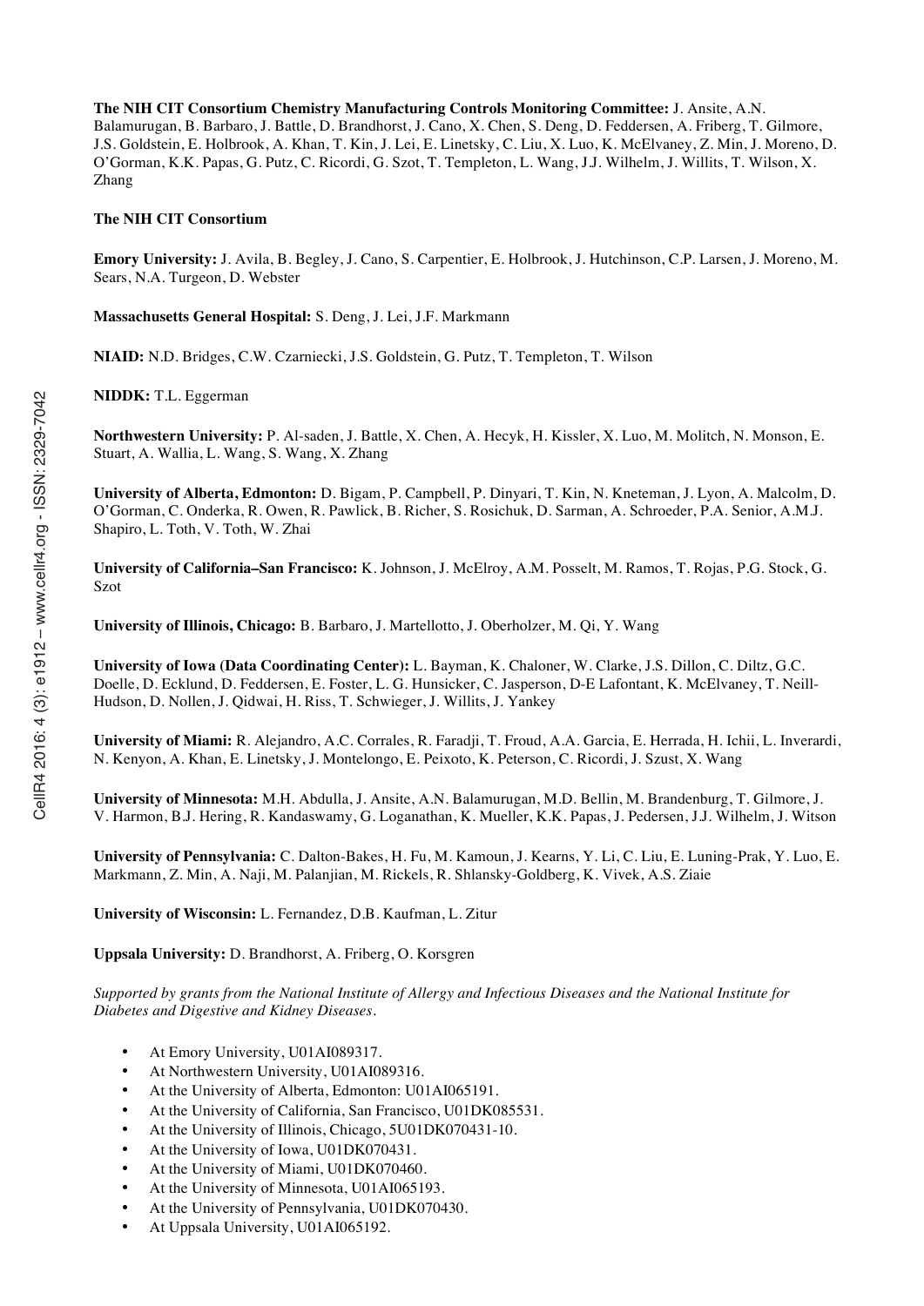**The NIH CIT Consortium Chemistry Manufacturing Controls Monitoring Committee:** J. Ansite, A.N. Balamurugan, B. Barbaro, J. Battle, D. Brandhorst, J. Cano, X. Chen, S. Deng, D. Feddersen, A. Friberg, T. Gilmore, J.S. Goldstein, E. Holbrook, A. Khan, T. Kin, J. Lei, E. Linetsky, C. Liu, X. Luo, K. McElvaney, Z. Min, J. Moreno, D. O'Gorman, K.K. Papas, G. Putz, C. Ricordi, G. Szot, T. Templeton, L. Wang, J.J. Wilhelm, J. Willits, T. Wilson, X. Zhang

**The NIH CIT Consortium**

**Emory University:** J. Avila, B. Begley, J. Cano, S. Carpentier, E. Holbrook, J. Hutchinson, C.P. Larsen, J. Moreno, M. Sears, N.A. Turgeon, D. Webster

**Massachusetts General Hospital:** S. Deng, J. Lei, J.F. Markmann

**NIAID:** N.D. Bridges, C.W. Czarniecki, J.S. Goldstein, G. Putz, T. Templeton, T. Wilson

**NIDDK:** T.L. Eggerman

**Northwestern University:** P. Al-saden, J. Battle, X. Chen, A. Hecyk, H. Kissler, X. Luo, M. Molitch, N. Monson, E. Stuart, A. Wallia, L. Wang, S. Wang, X. Zhang

**University of Alberta, Edmonton:** D. Bigam, P. Campbell, P. Dinyari, T. Kin, N. Kneteman, J. Lyon, A. Malcolm, D. O'Gorman, C. Onderka, R. Owen, R. Pawlick, B. Richer, S. Rosichuk, D. Sarman, A. Schroeder, P.A. Senior, A.M.J. Shapiro, L. Toth, V. Toth, W. Zhai

**University of California–San Francisco:** K. Johnson, J. McElroy, A.M. Posselt, M. Ramos, T. Rojas, P.G. Stock, G. Szot

**University of Illinois, Chicago:** B. Barbaro, J. Martellotto, J. Oberholzer, M. Qi, Y. Wang

**University of Iowa (Data Coordinating Center):** L. Bayman, K. Chaloner, W. Clarke, J.S. Dillon, C. Diltz, G.C. Doelle, D. Ecklund, D. Feddersen, E. Foster, L. G. Hunsicker, C. Jasperson, D-E Lafontant, K. McElvaney, T. Neill-Hudson, D. Nollen, J. Qidwai, H. Riss, T. Schwieger, J. Willits, J. Yankey

**University of Miami:** R. Alejandro, A.C. Corrales, R. Faradji, T. Froud, A.A. Garcia, E. Herrada, H. Ichii, L. Inverardi, N. Kenyon, A. Khan, E. Linetsky, J. Montelongo, E. Peixoto, K. Peterson, C. Ricordi, J. Szust, X. Wang

**University of Minnesota:** M.H. Abdulla, J. Ansite, A.N. Balamurugan, M.D. Bellin, M. Brandenburg, T. Gilmore, J. V. Harmon, B.J. Hering, R. Kandaswamy, G. Loganathan, K. Mueller, K.K. Papas, J. Pedersen, J.J. Wilhelm, J. Witson

**University of Pennsylvania:** C. Dalton-Bakes, H. Fu, M. Kamoun, J. Kearns, Y. Li, C. Liu, E. Luning-Prak, Y. Luo, E. Markmann, Z. Min, A. Naji, M. Palanjian, M. Rickels, R. Shlansky-Goldberg, K. Vivek, A.S. Ziaie

**University of Wisconsin:** L. Fernandez, D.B. Kaufman, L. Zitur

**Uppsala University:** D. Brandhorst, A. Friberg, O. Korsgren

*Supported by grants from the National Institute of Allergy and Infectious Diseases and the National Institute for Diabetes and Digestive and Kidney Diseases.*

- At Emory University, U01AI089317.
- At Northwestern University, U01AI089316.
- At the University of Alberta, Edmonton: U01AI065191.
- At the University of California, San Francisco, U01DK085531.
- At the University of Illinois, Chicago, 5U01DK070431-10.
- At the University of Iowa, U01DK070431.
- At the University of Miami, U01DK070460.
- At the University of Minnesota, U01AI065193.
- At the University of Pennsylvania, U01DK070430.
- At Uppsala University, U01AI065192.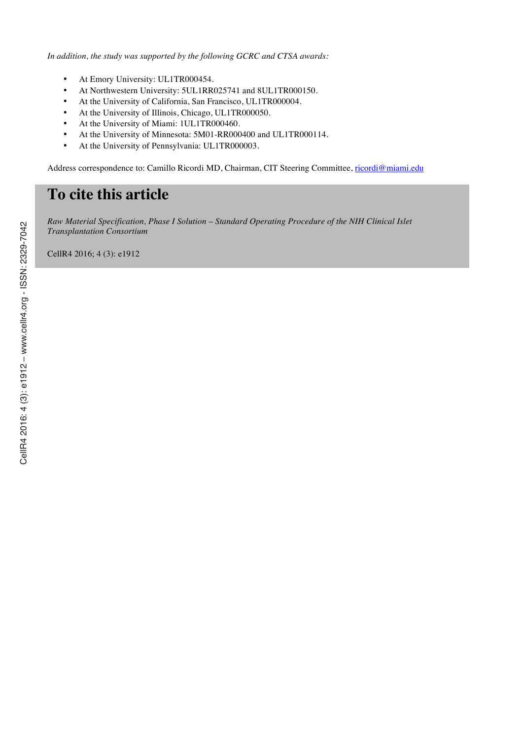*In addition, the study was supported by the following GCRC and CTSA awards:*

- At Emory University: UL1TR000454.
- At Northwestern University: 5UL1RR025741 and 8UL1TR000150.
- At the University of California, San Francisco, UL1TR000004.
- At the University of Illinois, Chicago, UL1TR000050.
- At the University of Miami: 1UL1TR000460.
- At the University of Minnesota: 5M01-RR000400 and UL1TR000114.
- At the University of Pennsylvania: UL1TR000003.

Address correspondence to: Camillo Ricordi MD, Chairman, CIT Steering Committee, ricordi@miami.edu

## To cite this article

*Raw Material Specification, Phase I Solution – Standard Operating Procedure of the NIH Clinical Islet Transplantation Consortium*

CellR4 2016; 4 (3): e1912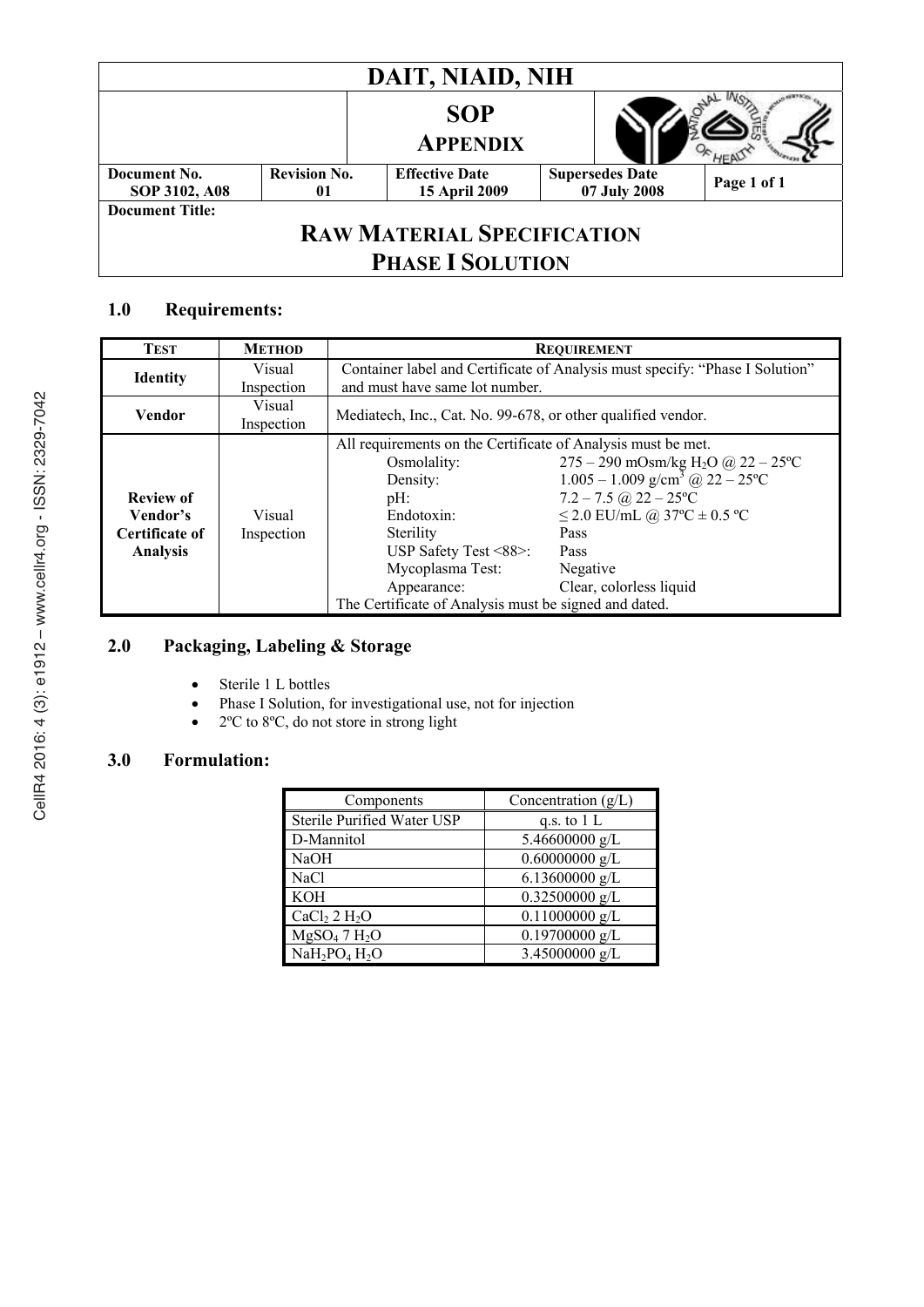# DAIT, NIAID, NIH

## SOP APPENDIX

| Document No. | Revision No. | Effective Date | Supersedes Date | |
|---|---|---|---|---|
| SOP 3102, A08 | 01 | 15 April 2009 | 07 July 2008 | Page 1 of 1 |

**Document Title:**

# RAW MATERIAL SPECIFICATION PHASE I SOLUTION

## 1.0 Requirements:

| TEST | METHOD | REQUIREMENT |
|---|---|---|
| **Identity** | Visual Inspection | Container label and Certificate of Analysis must specify: "Phase I Solution" and must have same lot number. |
| **Vendor** | Visual Inspection | Mediatech, Inc., Cat. No. 99-678, or other qualified vendor. |
| **Review of Vendor's Certificate of Analysis** | Visual Inspection | All requirements on the Certificate of Analysis must be met.<br>Osmolality: 275 – 290 mOsm/kg $H_2O$ @ 22 – 25ºC<br>Density: 1.005 – 1.009 g/cm$^3$ @ 22 – 25ºC<br>pH: 7.2 – 7.5 @ 22 – 25ºC<br>Endotoxin: ≤ 2.0 EU/mL @ 37ºC ± 0.5 ºC<br>Sterility Pass<br>USP Safety Test <88>: Pass<br>Mycoplasma Test: Negative<br>Appearance: Clear, colorless liquid<br>The Certificate of Analysis must be signed and dated. |

## 2.0 Packaging, Labeling & Storage

- Sterile 1 L bottles
- Phase I Solution, for investigational use, not for injection
- 2ºC to 8ºC, do not store in strong light

## 3.0 Formulation:

| Components | Concentration (g/L) |
|---|---|
| Sterile Purified Water USP | q.s. to 1 L |
| D-Mannitol | 5.46600000 g/L |
| NaOH | 0.60000000 g/L |
| NaCl | 6.13600000 g/L |
| KOH | 0.32500000 g/L |
| $CaCl_2$ 2 $H_2O$ | 0.11000000 g/L |
| $MgSO_4$ 7 $H_2O$ | 0.19700000 g/L |
| $NaH_2PO_4$ $H_2O$ | 3.45000000 g/L |